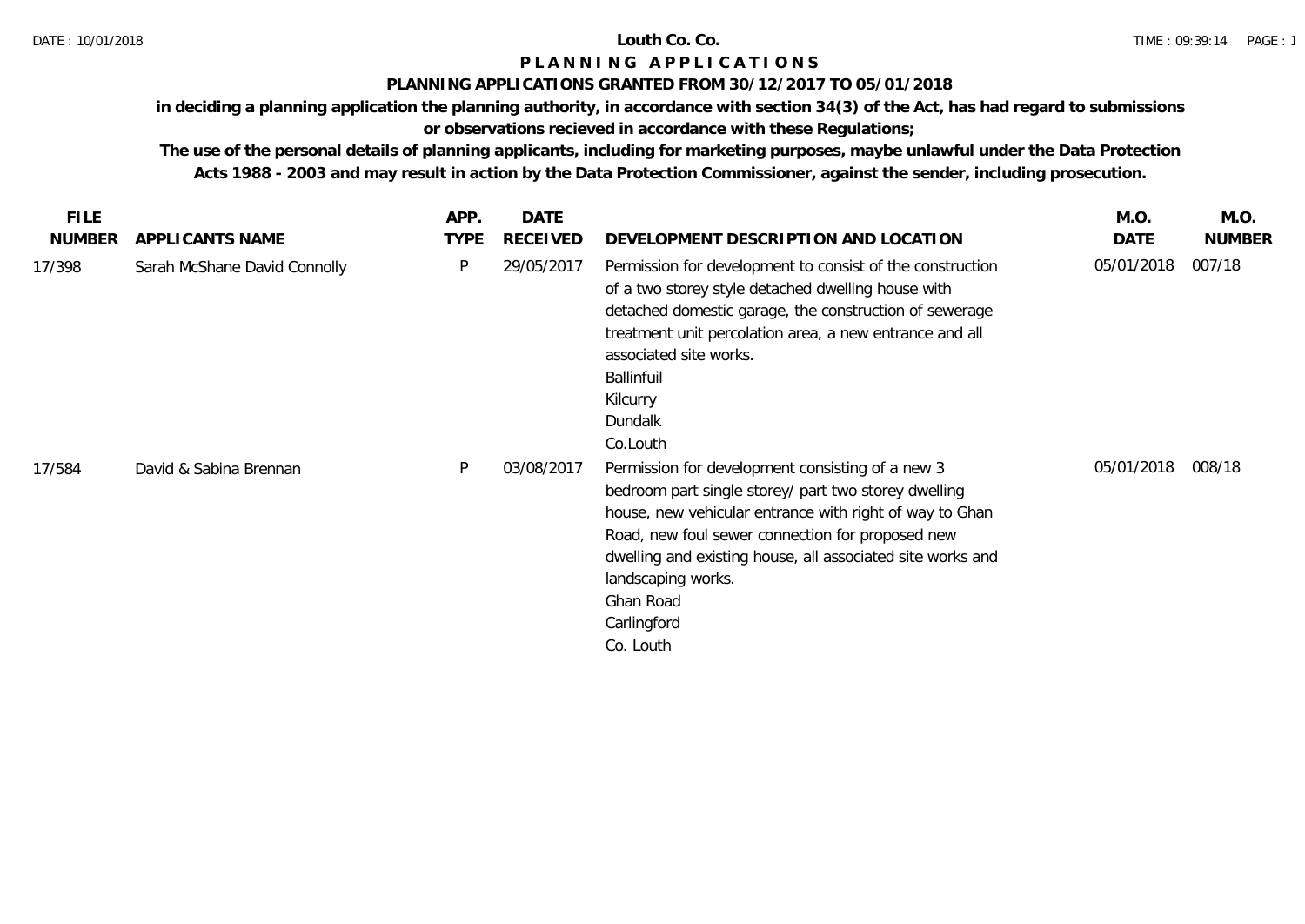# Louth Co. Co.

## P L A N N I N G   A P P L I C A T I O N S

### PLANNING APPLICATIONS GRANTED FROM 30/12/2017 TO 05/01/2018

**in deciding a planning application the planning authority, in accordance with section 34(3) of the Act, has had regard to submissions or observations recieved in accordance with these Regulations;**

**The use of the personal details of planning applicants, including for marketing purposes, maybe unlawful under the Data Protection Acts 1988 - 2003 and may result in action by the Data Protection Commissioner, against the sender, including prosecution.**

| FILE NUMBER | APPLICANTS NAME | APP. TYPE | DATE RECEIVED | DEVELOPMENT DESCRIPTION AND LOCATION | M.O. DATE | M.O. NUMBER |
|---|---|---|---|---|---|---|
| 17/398 | Sarah McShane David Connolly | P | 29/05/2017 | Permission for development to consist of the construction of a two storey style detached dwelling house with detached domestic garage, the construction of sewerage treatment unit percolation area, a new entrance and all associated site works.<br>Ballinfuil<br>Kilcurry<br>Dundalk<br>Co.Louth | 05/01/2018 | 007/18 |
| 17/584 | David & Sabina Brennan | P | 03/08/2017 | Permission for development consisting of a new 3 bedroom part single storey/ part two storey dwelling house, new vehicular entrance with right of way to Ghan Road, new foul sewer connection for proposed new dwelling and existing house, all associated site works and landscaping works.<br>Ghan Road<br>Carlingford<br>Co. Louth | 05/01/2018 | 008/18 |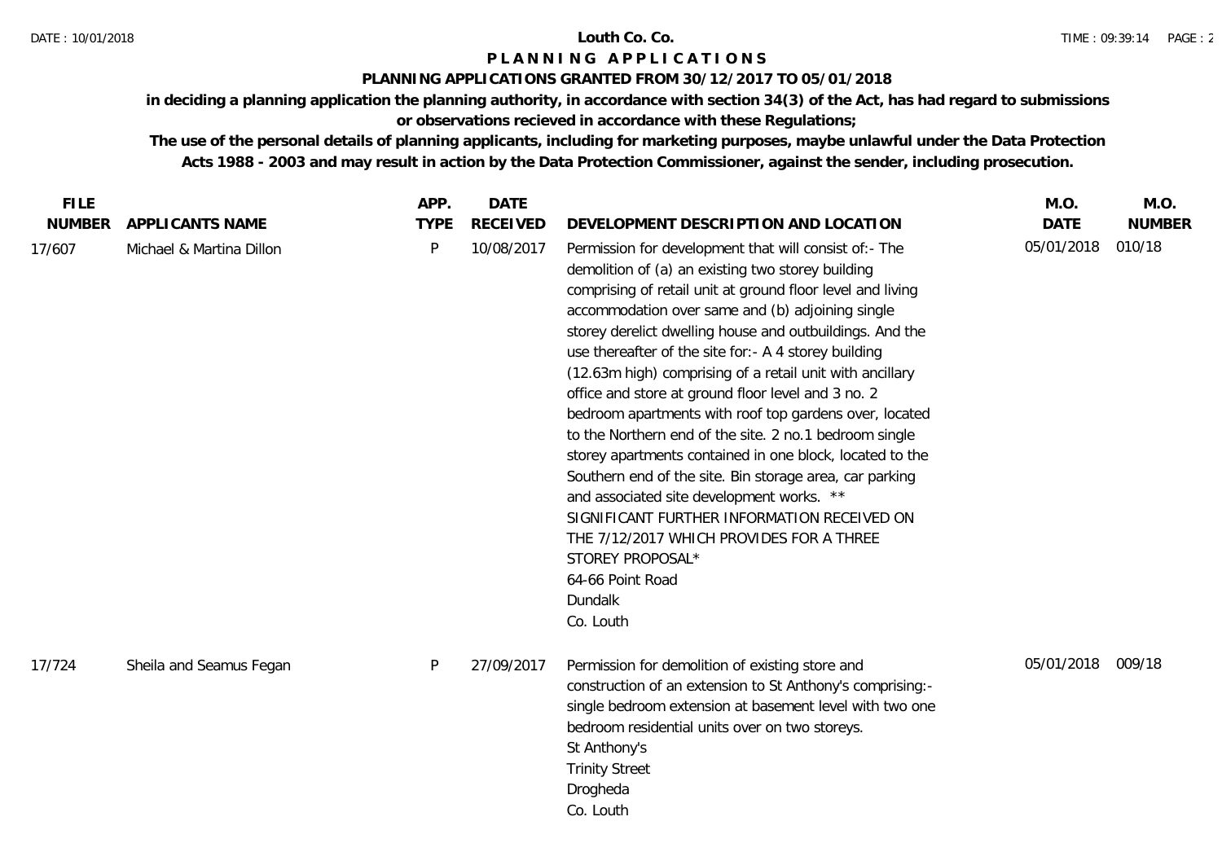**Louth Co. Co.**

# P L A N N I N G   A P P L I C A T I O N S

## PLANNING APPLICATIONS GRANTED FROM 30/12/2017 TO 05/01/2018

**in deciding a planning application the planning authority, in accordance with section 34(3) of the Act, has had regard to submissions or observations recieved in accordance with these Regulations;**

**The use of the personal details of planning applicants, including for marketing purposes, maybe unlawful under the Data Protection Acts 1988 - 2003 and may result in action by the Data Protection Commissioner, against the sender, including prosecution.**

| FILE NUMBER | APPLICANTS NAME | APP. TYPE | DATE RECEIVED | DEVELOPMENT DESCRIPTION AND LOCATION | M.O. DATE | M.O. NUMBER |
|---|---|---|---|---|---|---|
| 17/607 | Michael & Martina Dillon | P | 10/08/2017 | Permission for development that will consist of:- The demolition of (a) an existing two storey building comprising of retail unit at ground floor level and living accommodation over same and (b) adjoining single storey derelict dwelling house and outbuildings. And the use thereafter of the site for:- A 4 storey building (12.63m high) comprising of a retail unit with ancillary office and store at ground floor level and 3 no. 2 bedroom apartments with roof top gardens over, located to the Northern end of the site. 2 no.1 bedroom single storey apartments contained in one block, located to the Southern end of the site. Bin storage area, car parking and associated site development works. ** SIGNIFICANT FURTHER INFORMATION RECEIVED ON THE 7/12/2017 WHICH PROVIDES FOR A THREE STOREY PROPOSAL* 64-66 Point Road Dundalk Co. Louth | 05/01/2018 | 010/18 |
| 17/724 | Sheila and Seamus Fegan | P | 27/09/2017 | Permission for demolition of existing store and construction of an extension to St Anthony's comprising:- single bedroom extension at basement level with two one bedroom residential units over on two storeys. St Anthony's Trinity Street Drogheda Co. Louth | 05/01/2018 | 009/18 |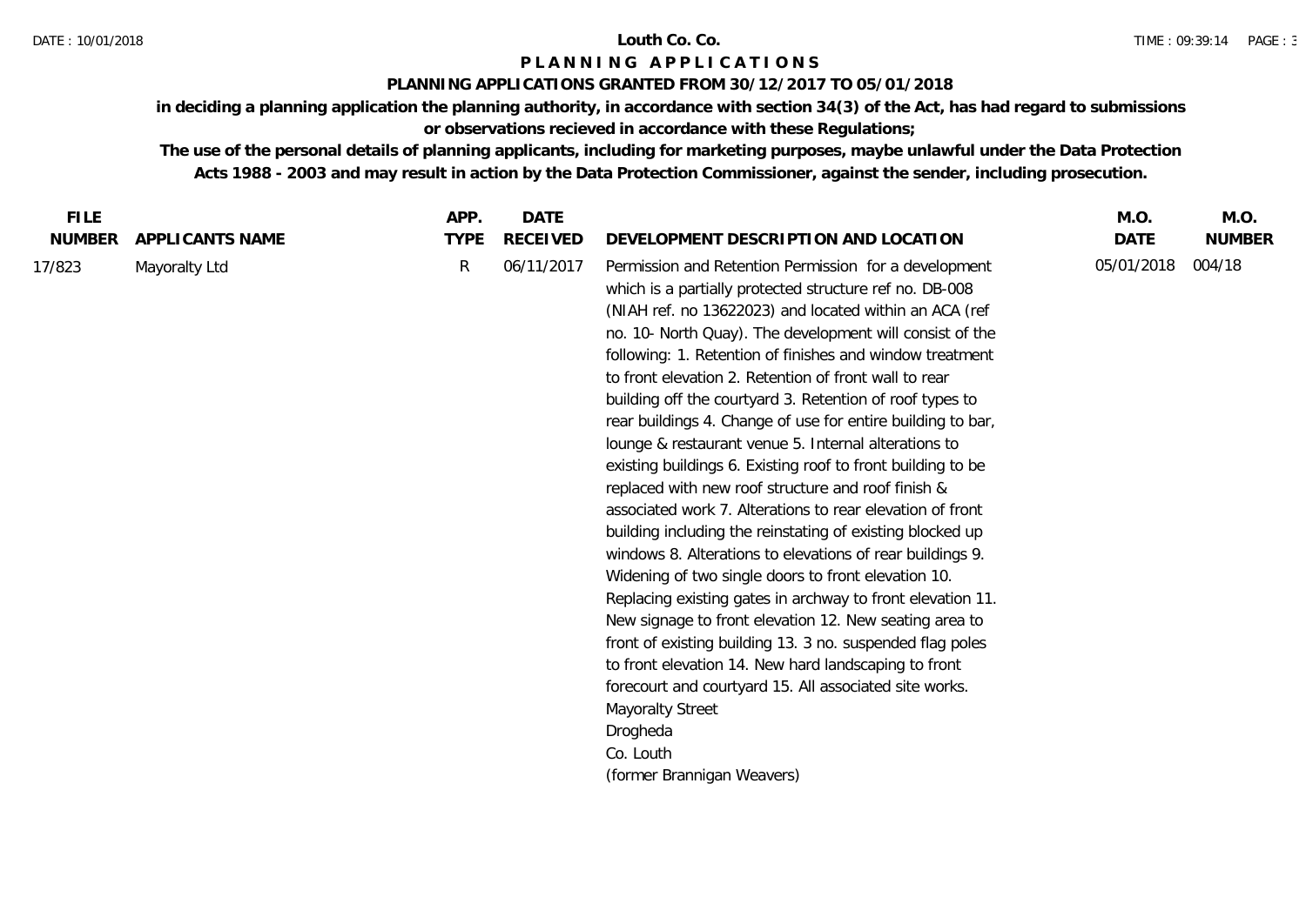**Louth Co. Co.**

# P L A N N I N G   A P P L I C A T I O N S

**PLANNING APPLICATIONS GRANTED FROM 30/12/2017 TO 05/01/2018**

**in deciding a planning application the planning authority, in accordance with section 34(3) of the Act, has had regard to submissions or observations recieved in accordance with these Regulations;**

**The use of the personal details of planning applicants, including for marketing purposes, maybe unlawful under the Data Protection Acts 1988 - 2003 and may result in action by the Data Protection Commissioner, against the sender, including prosecution.**

| FILE NUMBER | APPLICANTS NAME | APP. TYPE | DATE RECEIVED | DEVELOPMENT DESCRIPTION AND LOCATION | M.O. DATE | M.O. NUMBER |
|---|---|---|---|---|---|---|
| 17/823 | Mayoralty Ltd | R | 06/11/2017 | Permission and Retention Permission for a development which is a partially protected structure ref no. DB-008 (NIAH ref. no 13622023) and located within an ACA (ref no. 10- North Quay). The development will consist of the following: 1. Retention of finishes and window treatment to front elevation 2. Retention of front wall to rear building off the courtyard 3. Retention of roof types to rear buildings 4. Change of use for entire building to bar, lounge & restaurant venue 5. Internal alterations to existing buildings 6. Existing roof to front building to be replaced with new roof structure and roof finish & associated work 7. Alterations to rear elevation of front building including the reinstating of existing blocked up windows 8. Alterations to elevations of rear buildings 9. Widening of two single doors to front elevation 10. Replacing existing gates in archway to front elevation 11. New signage to front elevation 12. New seating area to front of existing building 13. 3 no. suspended flag poles to front elevation 14. New hard landscaping to front forecourt and courtyard 15. All associated site works. Mayoralty Street Drogheda Co. Louth (former Brannigan Weavers) | 05/01/2018 | 004/18 |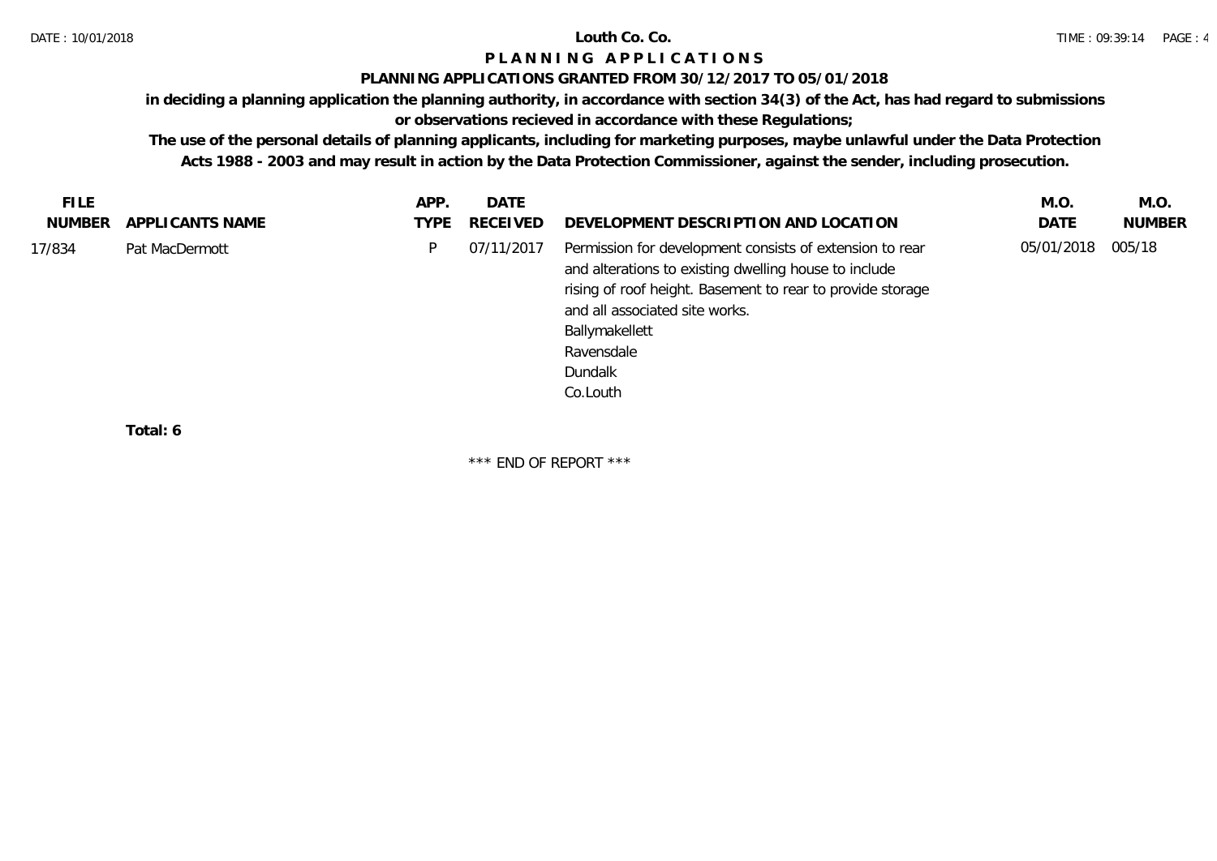**Louth Co. Co.**

**P L A N N I N G   A P P L I C A T I O N S**

**PLANNING APPLICATIONS GRANTED FROM 30/12/2017 TO 05/01/2018**

**in deciding a planning application the planning authority, in accordance with section 34(3) of the Act, has had regard to submissions or observations recieved in accordance with these Regulations;**

**The use of the personal details of planning applicants, including for marketing purposes, maybe unlawful under the Data Protection Acts 1988 - 2003 and may result in action by the Data Protection Commissioner, against the sender, including prosecution.**

| FILE NUMBER | APPLICANTS NAME | APP. TYPE | DATE RECEIVED | DEVELOPMENT DESCRIPTION AND LOCATION | M.O. DATE | M.O. NUMBER |
|---|---|---|---|---|---|---|
| 17/834 | Pat MacDermott | P | 07/11/2017 | Permission for development consists of extension to rear and alterations to existing dwelling house to include rising of roof height. Basement to rear to provide storage and all associated site works. Ballymakellett Ravensdale Dundalk Co.Louth | 05/01/2018 | 005/18 |

**Total: 6**

\*\*\* END OF REPORT \*\*\*